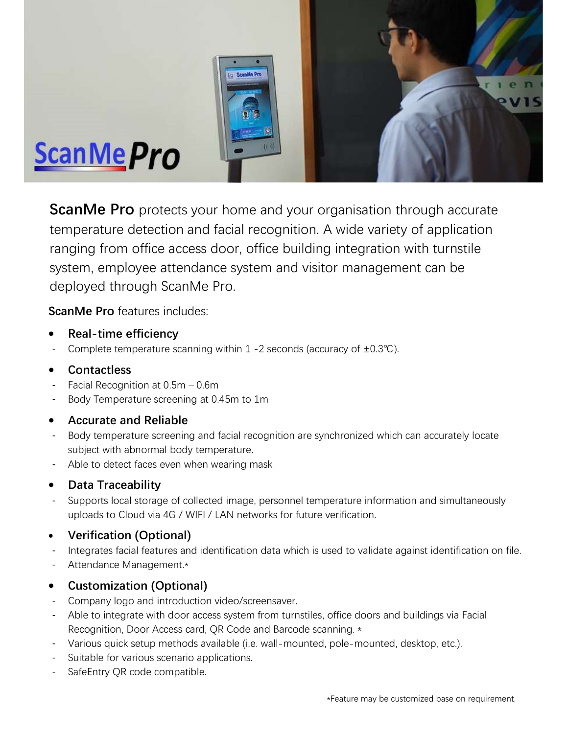# ScanMe Pro

**ScanMe Pro** protects your home and your organisation through accurate temperature detection and facial recognition. A wide variety of application ranging from office access door, office building integration with turnstile system, employee attendance system and visitor management can be deployed through ScanMe Pro.

**ScanMe Pro** features includes:

- **Real-time efficiency**
  - Complete temperature scanning within 1 -2 seconds (accuracy of ±0.3℃).
- **Contactless**
  - Facial Recognition at 0.5m – 0.6m
  - Body Temperature screening at 0.45m to 1m
- **Accurate and Reliable**
  - Body temperature screening and facial recognition are synchronized which can accurately locate subject with abnormal body temperature.
  - Able to detect faces even when wearing mask
- **Data Traceability**
  - Supports local storage of collected image, personnel temperature information and simultaneously uploads to Cloud via 4G / WIFI / LAN networks for future verification.
- **Verification (Optional)**
  - Integrates facial features and identification data which is used to validate against identification on file.
  - Attendance Management.*
- **Customization (Optional)**
  - Company logo and introduction video/screensaver.
  - Able to integrate with door access system from turnstiles, office doors and buildings via Facial Recognition, Door Access card, QR Code and Barcode scanning. *
  - Various quick setup methods available (i.e. wall-mounted, pole-mounted, desktop, etc.).
  - Suitable for various scenario applications.
  - SafeEntry QR code compatible.

*Feature may be customized base on requirement.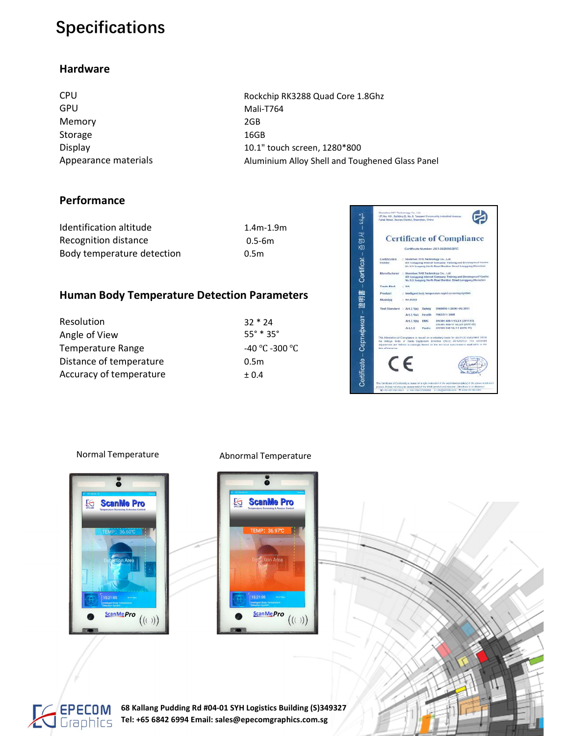# Specifications

## Hardware

| | |
|---|---|
| CPU | Rockchip RK3288 Quad Core 1.8Ghz |
| GPU | Mali-T764 |
| Memory | 2GB |
| Storage | 16GB |
| Display | 10.1" touch screen, 1280*800 |
| Appearance materials | Aluminium Alloy Shell and Toughened Glass Panel |

## Performance

| | |
|---|---|
| Identification altitude | 1.4m-1.9m |
| Recognition distance | 0.5-6m |
| Body temperature detection | 0.5m |

## Human Body Temperature Detection Parameters

| | |
|---|---|
| Resolution | 32 * 24 |
| Angle of View | 55° * 35° |
| Temperature Range | -40 °C -300 °C |
| Distance of temperature | 0.5m |
| Accuracy of temperature | ± 0.4 |

Normal Temperature

Abnormal Temperature

68 Kallang Pudding Rd #04-01 SYH Logistics Building (S)349327
Tel: +65 6842 6994 Email: sales@epecomgraphics.com.sg